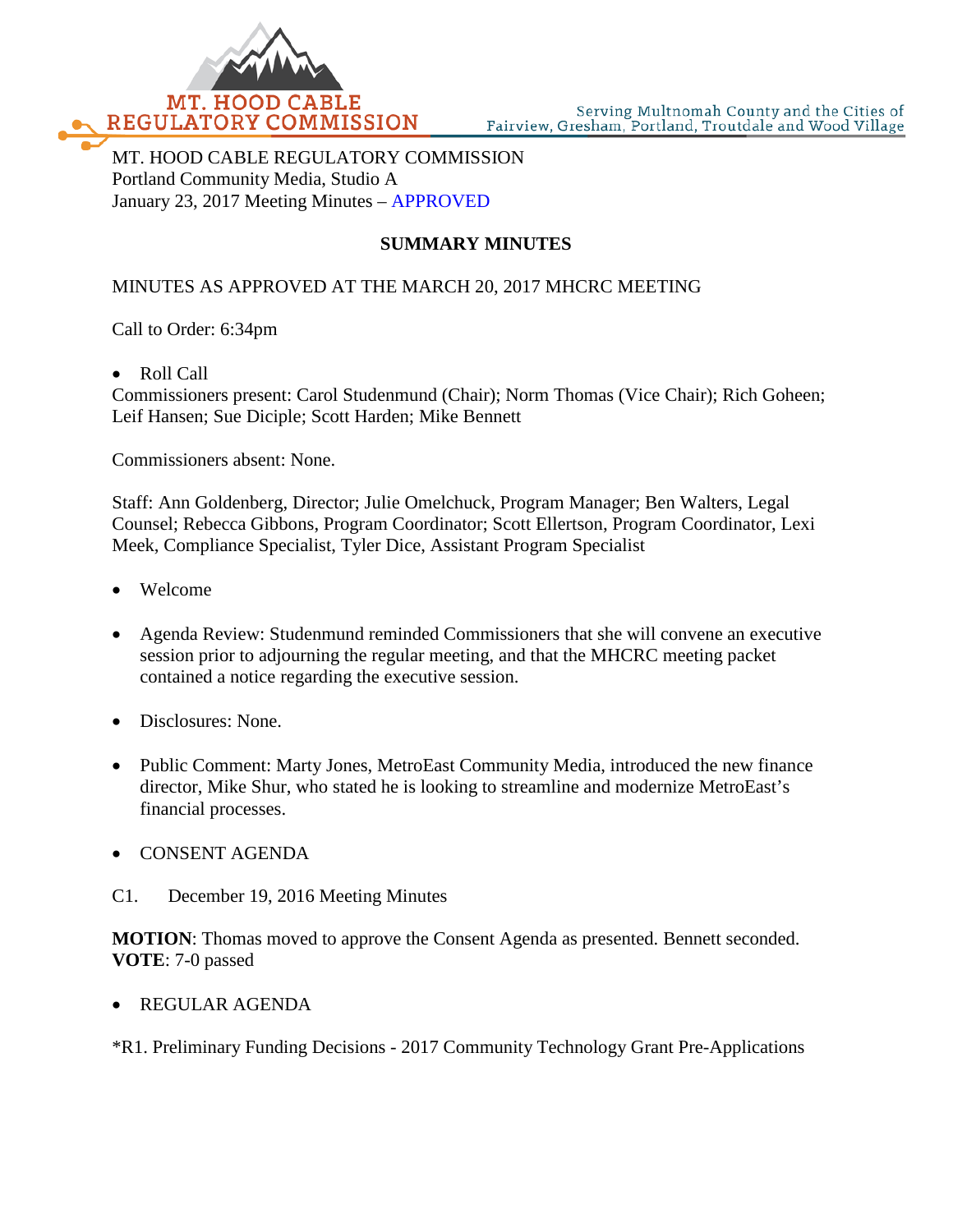MT. HOOD CABLE REGULATORY COMMISSION
Portland Community Media, Studio A
January 23, 2017 Meeting Minutes – APPROVED

**SUMMARY MINUTES**

MINUTES AS APPROVED AT THE MARCH 20, 2017 MHCRC MEETING

Call to Order: 6:34pm

- Roll Call

Commissioners present: Carol Studenmund (Chair); Norm Thomas (Vice Chair); Rich Goheen; Leif Hansen; Sue Diciple; Scott Harden; Mike Bennett

Commissioners absent: None.

Staff: Ann Goldenberg, Director; Julie Omelchuck, Program Manager; Ben Walters, Legal Counsel; Rebecca Gibbons, Program Coordinator; Scott Ellertson, Program Coordinator, Lexi Meek, Compliance Specialist, Tyler Dice, Assistant Program Specialist

- Welcome
- Agenda Review: Studenmund reminded Commissioners that she will convene an executive session prior to adjourning the regular meeting, and that the MHCRC meeting packet contained a notice regarding the executive session.
- Disclosures: None.
- Public Comment: Marty Jones, MetroEast Community Media, introduced the new finance director, Mike Shur, who stated he is looking to streamline and modernize MetroEast's financial processes.
- CONSENT AGENDA

C1. December 19, 2016 Meeting Minutes

**MOTION**: Thomas moved to approve the Consent Agenda as presented. Bennett seconded.
**VOTE**: 7-0 passed

- REGULAR AGENDA

*R1. Preliminary Funding Decisions - 2017 Community Technology Grant Pre-Applications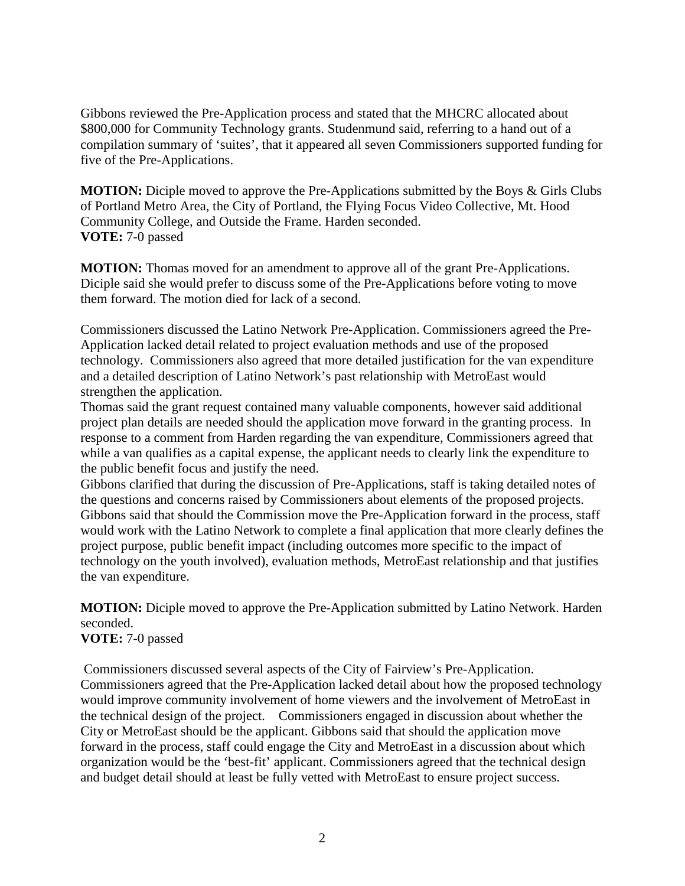Gibbons reviewed the Pre-Application process and stated that the MHCRC allocated about $800,000 for Community Technology grants. Studenmund said, referring to a hand out of a compilation summary of 'suites', that it appeared all seven Commissioners supported funding for five of the Pre-Applications.

**MOTION:** Diciple moved to approve the Pre-Applications submitted by the Boys & Girls Clubs of Portland Metro Area, the City of Portland, the Flying Focus Video Collective, Mt. Hood Community College, and Outside the Frame. Harden seconded.
**VOTE:** 7-0 passed

**MOTION:** Thomas moved for an amendment to approve all of the grant Pre-Applications. Diciple said she would prefer to discuss some of the Pre-Applications before voting to move them forward. The motion died for lack of a second.

Commissioners discussed the Latino Network Pre-Application. Commissioners agreed the Pre-Application lacked detail related to project evaluation methods and use of the proposed technology. Commissioners also agreed that more detailed justification for the van expenditure and a detailed description of Latino Network's past relationship with MetroEast would strengthen the application.
Thomas said the grant request contained many valuable components, however said additional project plan details are needed should the application move forward in the granting process. In response to a comment from Harden regarding the van expenditure, Commissioners agreed that while a van qualifies as a capital expense, the applicant needs to clearly link the expenditure to the public benefit focus and justify the need.
Gibbons clarified that during the discussion of Pre-Applications, staff is taking detailed notes of the questions and concerns raised by Commissioners about elements of the proposed projects. Gibbons said that should the Commission move the Pre-Application forward in the process, staff would work with the Latino Network to complete a final application that more clearly defines the project purpose, public benefit impact (including outcomes more specific to the impact of technology on the youth involved), evaluation methods, MetroEast relationship and that justifies the van expenditure.

**MOTION:** Diciple moved to approve the Pre-Application submitted by Latino Network. Harden seconded.
**VOTE:** 7-0 passed

Commissioners discussed several aspects of the City of Fairview's Pre-Application. Commissioners agreed that the Pre-Application lacked detail about how the proposed technology would improve community involvement of home viewers and the involvement of MetroEast in the technical design of the project. Commissioners engaged in discussion about whether the City or MetroEast should be the applicant. Gibbons said that should the application move forward in the process, staff could engage the City and MetroEast in a discussion about which organization would be the 'best-fit' applicant. Commissioners agreed that the technical design and budget detail should at least be fully vetted with MetroEast to ensure project success.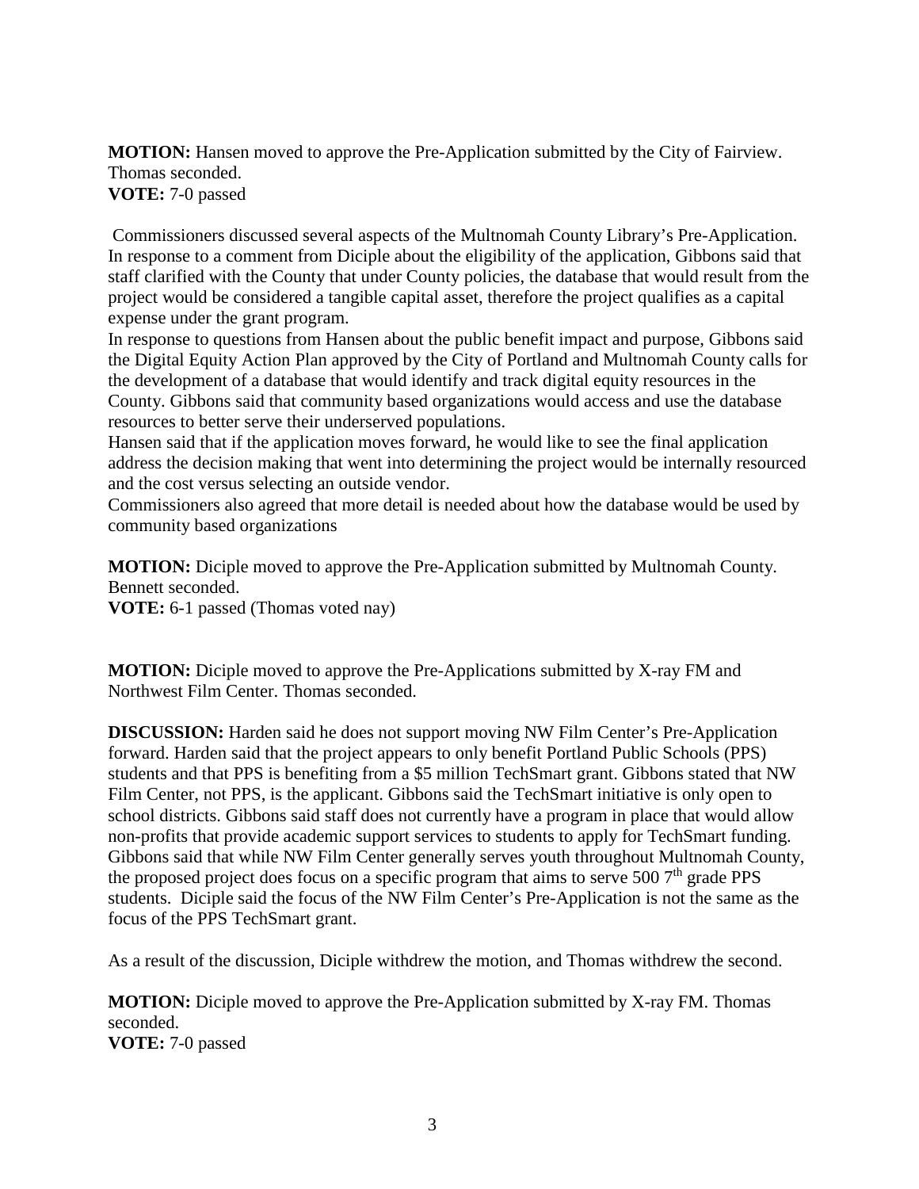**MOTION:** Hansen moved to approve the Pre-Application submitted by the City of Fairview. Thomas seconded.
**VOTE:** 7-0 passed

Commissioners discussed several aspects of the Multnomah County Library's Pre-Application. In response to a comment from Diciple about the eligibility of the application, Gibbons said that staff clarified with the County that under County policies, the database that would result from the project would be considered a tangible capital asset, therefore the project qualifies as a capital expense under the grant program.
In response to questions from Hansen about the public benefit impact and purpose, Gibbons said the Digital Equity Action Plan approved by the City of Portland and Multnomah County calls for the development of a database that would identify and track digital equity resources in the County. Gibbons said that community based organizations would access and use the database resources to better serve their underserved populations.
Hansen said that if the application moves forward, he would like to see the final application address the decision making that went into determining the project would be internally resourced and the cost versus selecting an outside vendor.
Commissioners also agreed that more detail is needed about how the database would be used by community based organizations

**MOTION:** Diciple moved to approve the Pre-Application submitted by Multnomah County. Bennett seconded.
**VOTE:** 6-1 passed (Thomas voted nay)

**MOTION:** Diciple moved to approve the Pre-Applications submitted by X-ray FM and Northwest Film Center. Thomas seconded.

**DISCUSSION:** Harden said he does not support moving NW Film Center's Pre-Application forward. Harden said that the project appears to only benefit Portland Public Schools (PPS) students and that PPS is benefiting from a $5 million TechSmart grant. Gibbons stated that NW Film Center, not PPS, is the applicant. Gibbons said the TechSmart initiative is only open to school districts. Gibbons said staff does not currently have a program in place that would allow non-profits that provide academic support services to students to apply for TechSmart funding. Gibbons said that while NW Film Center generally serves youth throughout Multnomah County, the proposed project does focus on a specific program that aims to serve 500 7th grade PPS students. Diciple said the focus of the NW Film Center's Pre-Application is not the same as the focus of the PPS TechSmart grant.

As a result of the discussion, Diciple withdrew the motion, and Thomas withdrew the second.

**MOTION:** Diciple moved to approve the Pre-Application submitted by X-ray FM. Thomas seconded.
**VOTE:** 7-0 passed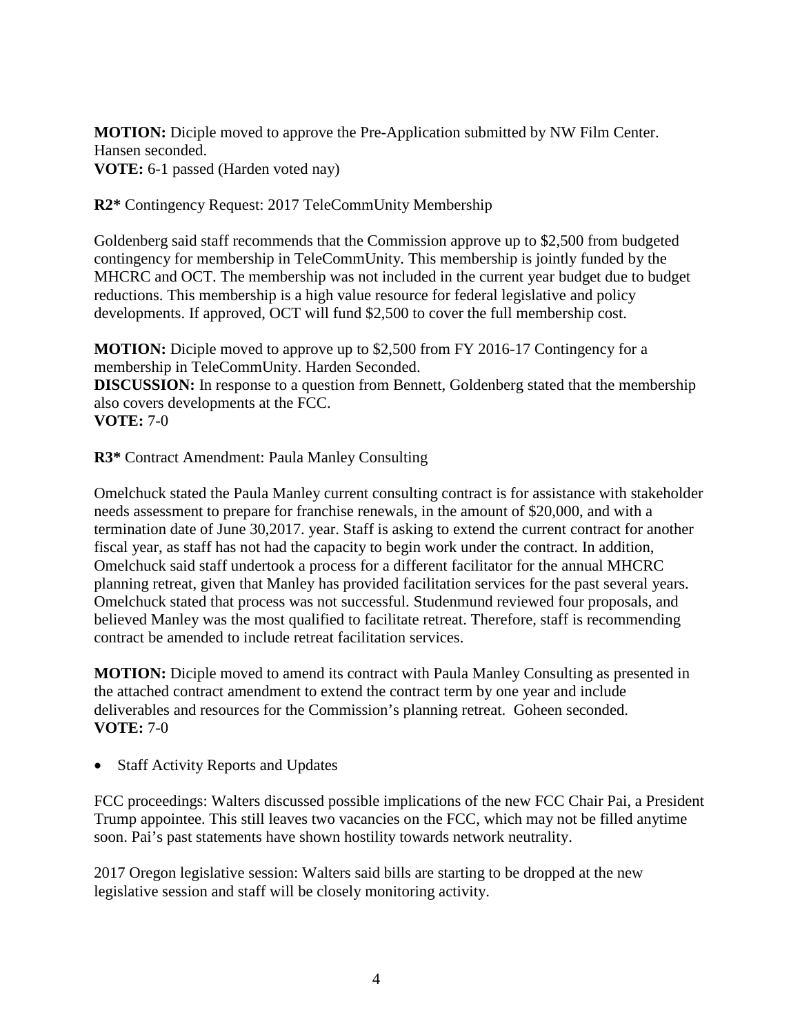**MOTION:** Diciple moved to approve the Pre-Application submitted by NW Film Center. Hansen seconded.
**VOTE:** 6-1 passed (Harden voted nay)

**R2*** Contingency Request: 2017 TeleCommUnity Membership

Goldenberg said staff recommends that the Commission approve up to $2,500 from budgeted contingency for membership in TeleCommUnity. This membership is jointly funded by the MHCRC and OCT. The membership was not included in the current year budget due to budget reductions. This membership is a high value resource for federal legislative and policy developments. If approved, OCT will fund $2,500 to cover the full membership cost.

**MOTION:** Diciple moved to approve up to $2,500 from FY 2016-17 Contingency for a membership in TeleCommUnity. Harden Seconded.
**DISCUSSION:** In response to a question from Bennett, Goldenberg stated that the membership also covers developments at the FCC.
**VOTE:** 7-0

**R3*** Contract Amendment: Paula Manley Consulting

Omelchuck stated the Paula Manley current consulting contract is for assistance with stakeholder needs assessment to prepare for franchise renewals, in the amount of $20,000, and with a termination date of June 30,2017. year. Staff is asking to extend the current contract for another fiscal year, as staff has not had the capacity to begin work under the contract. In addition, Omelchuck said staff undertook a process for a different facilitator for the annual MHCRC planning retreat, given that Manley has provided facilitation services for the past several years. Omelchuck stated that process was not successful. Studenmund reviewed four proposals, and believed Manley was the most qualified to facilitate retreat. Therefore, staff is recommending contract be amended to include retreat facilitation services.

**MOTION:** Diciple moved to amend its contract with Paula Manley Consulting as presented in the attached contract amendment to extend the contract term by one year and include deliverables and resources for the Commission's planning retreat. Goheen seconded.
**VOTE:** 7-0

- Staff Activity Reports and Updates

FCC proceedings: Walters discussed possible implications of the new FCC Chair Pai, a President Trump appointee. This still leaves two vacancies on the FCC, which may not be filled anytime soon. Pai's past statements have shown hostility towards network neutrality.

2017 Oregon legislative session: Walters said bills are starting to be dropped at the new legislative session and staff will be closely monitoring activity.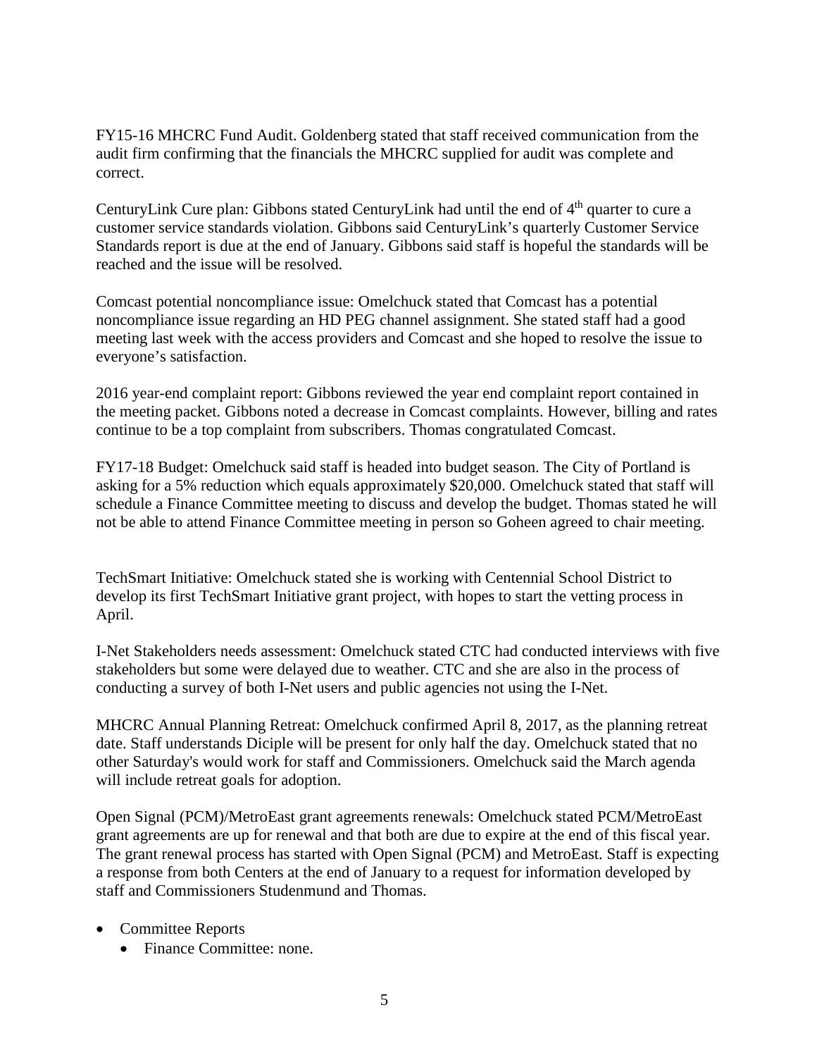FY15-16 MHCRC Fund Audit. Goldenberg stated that staff received communication from the audit firm confirming that the financials the MHCRC supplied for audit was complete and correct.

CenturyLink Cure plan: Gibbons stated CenturyLink had until the end of 4th quarter to cure a customer service standards violation. Gibbons said CenturyLink's quarterly Customer Service Standards report is due at the end of January. Gibbons said staff is hopeful the standards will be reached and the issue will be resolved.

Comcast potential noncompliance issue: Omelchuck stated that Comcast has a potential noncompliance issue regarding an HD PEG channel assignment. She stated staff had a good meeting last week with the access providers and Comcast and she hoped to resolve the issue to everyone's satisfaction.

2016 year-end complaint report: Gibbons reviewed the year end complaint report contained in the meeting packet. Gibbons noted a decrease in Comcast complaints. However, billing and rates continue to be a top complaint from subscribers. Thomas congratulated Comcast.

FY17-18 Budget: Omelchuck said staff is headed into budget season. The City of Portland is asking for a 5% reduction which equals approximately $20,000. Omelchuck stated that staff will schedule a Finance Committee meeting to discuss and develop the budget. Thomas stated he will not be able to attend Finance Committee meeting in person so Goheen agreed to chair meeting.

TechSmart Initiative: Omelchuck stated she is working with Centennial School District to develop its first TechSmart Initiative grant project, with hopes to start the vetting process in April.

I-Net Stakeholders needs assessment: Omelchuck stated CTC had conducted interviews with five stakeholders but some were delayed due to weather. CTC and she are also in the process of conducting a survey of both I-Net users and public agencies not using the I-Net.

MHCRC Annual Planning Retreat: Omelchuck confirmed April 8, 2017, as the planning retreat date. Staff understands Diciple will be present for only half the day. Omelchuck stated that no other Saturday's would work for staff and Commissioners. Omelchuck said the March agenda will include retreat goals for adoption.

Open Signal (PCM)/MetroEast grant agreements renewals: Omelchuck stated PCM/MetroEast grant agreements are up for renewal and that both are due to expire at the end of this fiscal year. The grant renewal process has started with Open Signal (PCM) and MetroEast. Staff is expecting a response from both Centers at the end of January to a request for information developed by staff and Commissioners Studenmund and Thomas.

- Committee Reports
  - Finance Committee: none.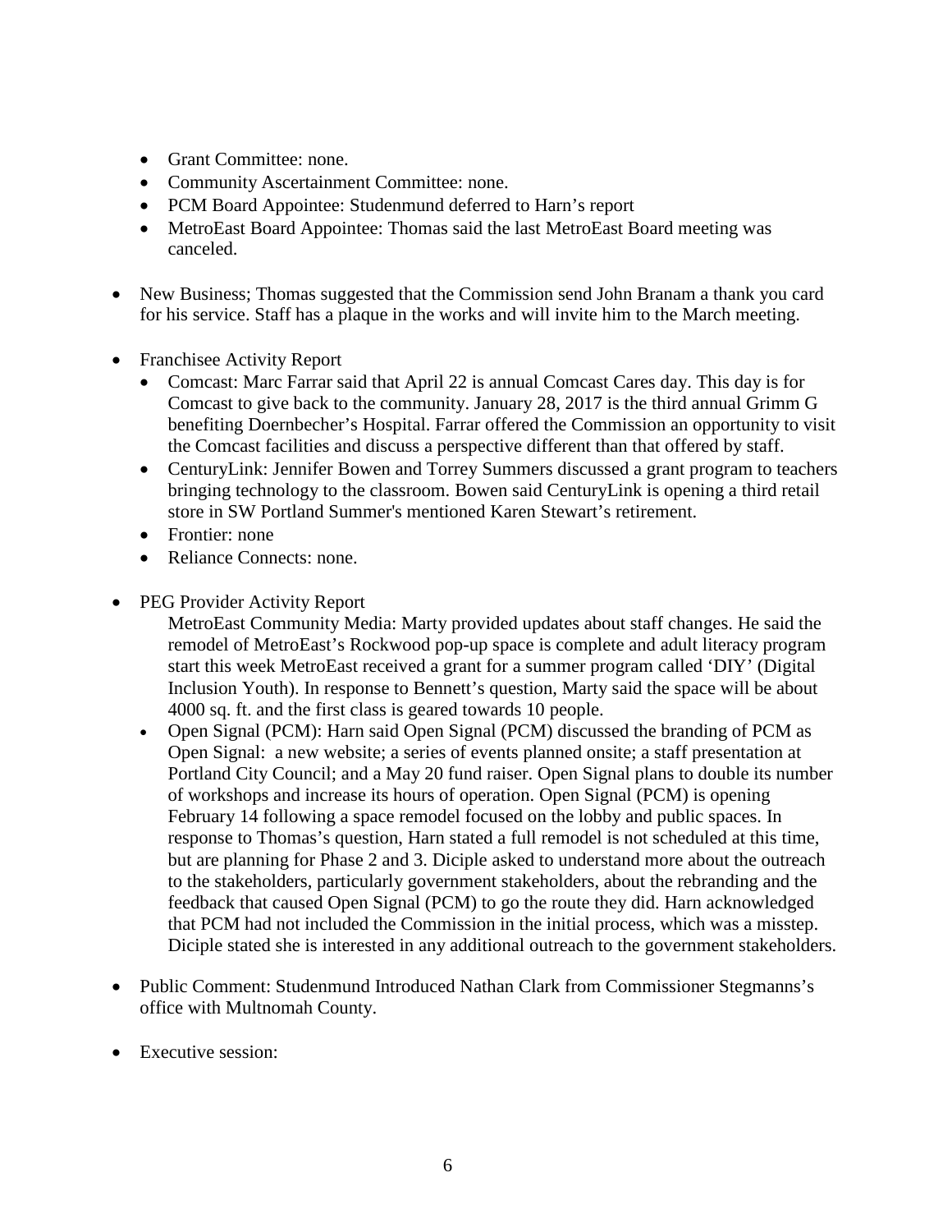- Grant Committee: none.
- Community Ascertainment Committee: none.
- PCM Board Appointee: Studenmund deferred to Harn's report
- MetroEast Board Appointee: Thomas said the last MetroEast Board meeting was canceled.

- New Business; Thomas suggested that the Commission send John Branam a thank you card for his service. Staff has a plaque in the works and will invite him to the March meeting.

- Franchisee Activity Report
  - Comcast: Marc Farrar said that April 22 is annual Comcast Cares day. This day is for Comcast to give back to the community. January 28, 2017 is the third annual Grimm G benefiting Doernbecher's Hospital. Farrar offered the Commission an opportunity to visit the Comcast facilities and discuss a perspective different than that offered by staff.
  - CenturyLink: Jennifer Bowen and Torrey Summers discussed a grant program to teachers bringing technology to the classroom. Bowen said CenturyLink is opening a third retail store in SW Portland Summer's mentioned Karen Stewart's retirement.
  - Frontier: none
  - Reliance Connects: none.

- PEG Provider Activity Report

  MetroEast Community Media: Marty provided updates about staff changes. He said the remodel of MetroEast's Rockwood pop-up space is complete and adult literacy program start this week MetroEast received a grant for a summer program called 'DIY' (Digital Inclusion Youth). In response to Bennett's question, Marty said the space will be about 4000 sq. ft. and the first class is geared towards 10 people.
  - Open Signal (PCM): Harn said Open Signal (PCM) discussed the branding of PCM as Open Signal: a new website; a series of events planned onsite; a staff presentation at Portland City Council; and a May 20 fund raiser. Open Signal plans to double its number of workshops and increase its hours of operation. Open Signal (PCM) is opening February 14 following a space remodel focused on the lobby and public spaces. In response to Thomas's question, Harn stated a full remodel is not scheduled at this time, but are planning for Phase 2 and 3. Diciple asked to understand more about the outreach to the stakeholders, particularly government stakeholders, about the rebranding and the feedback that caused Open Signal (PCM) to go the route they did. Harn acknowledged that PCM had not included the Commission in the initial process, which was a misstep. Diciple stated she is interested in any additional outreach to the government stakeholders.

- Public Comment: Studenmund Introduced Nathan Clark from Commissioner Stegmanns's office with Multnomah County.

- Executive session: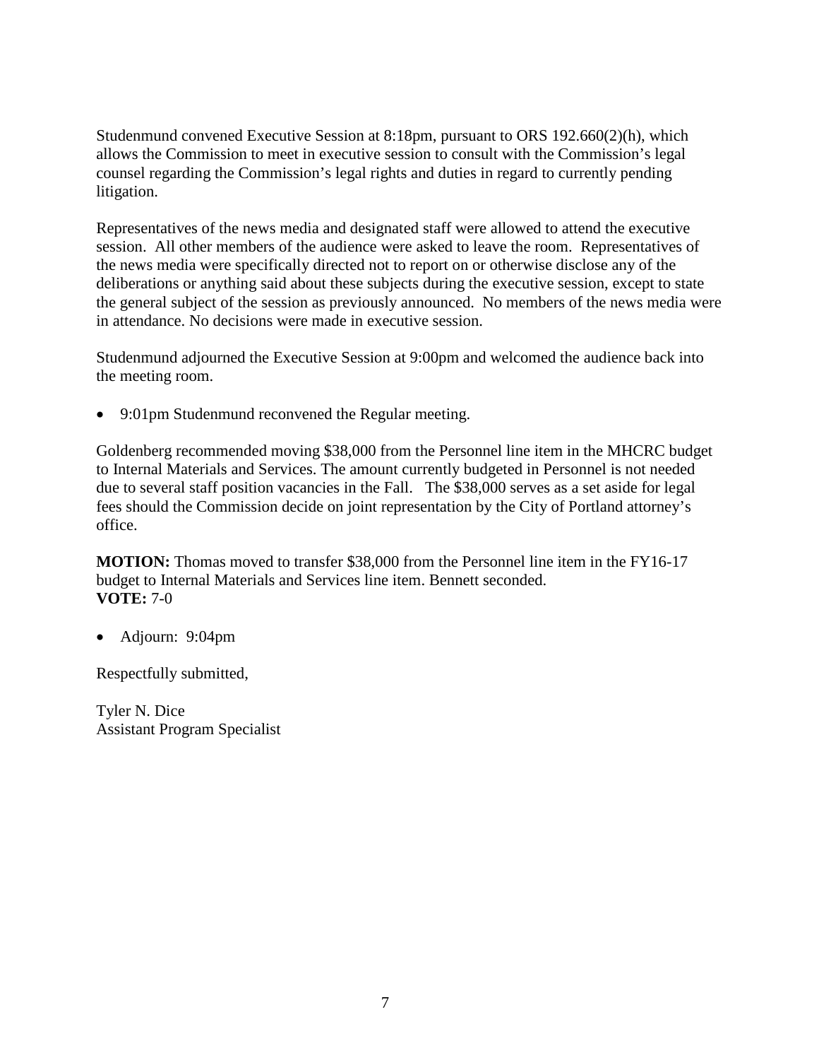Studenmund convened Executive Session at 8:18pm, pursuant to ORS 192.660(2)(h), which allows the Commission to meet in executive session to consult with the Commission's legal counsel regarding the Commission's legal rights and duties in regard to currently pending litigation.

Representatives of the news media and designated staff were allowed to attend the executive session. All other members of the audience were asked to leave the room. Representatives of the news media were specifically directed not to report on or otherwise disclose any of the deliberations or anything said about these subjects during the executive session, except to state the general subject of the session as previously announced. No members of the news media were in attendance. No decisions were made in executive session.

Studenmund adjourned the Executive Session at 9:00pm and welcomed the audience back into the meeting room.

- 9:01pm Studenmund reconvened the Regular meeting.

Goldenberg recommended moving $38,000 from the Personnel line item in the MHCRC budget to Internal Materials and Services. The amount currently budgeted in Personnel is not needed due to several staff position vacancies in the Fall. The $38,000 serves as a set aside for legal fees should the Commission decide on joint representation by the City of Portland attorney's office.

**MOTION:** Thomas moved to transfer $38,000 from the Personnel line item in the FY16-17 budget to Internal Materials and Services line item. Bennett seconded.
**VOTE:** 7-0

- Adjourn: 9:04pm

Respectfully submitted,

Tyler N. Dice
Assistant Program Specialist